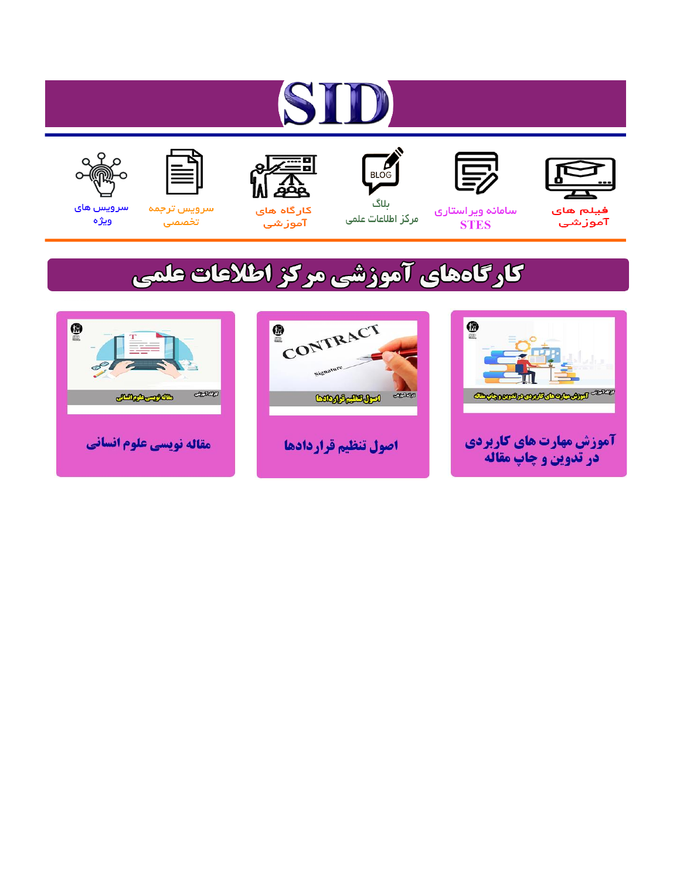# SID

فیلم های آموزشی | سامانه ویراستاری STES | بلاگ مرکز اطلاعات علمی | کارگاه های آموزشی | سرویس ترجمه تخصصی | سرویس های ویژه

## کارگاه‌های آموزشی مرکز اطلاعات علمی

آموزش مهارت های کاربردی در تدوین و چاپ مقاله

اصول تنظیم قراردادها

مقاله نویسی علوم انسانی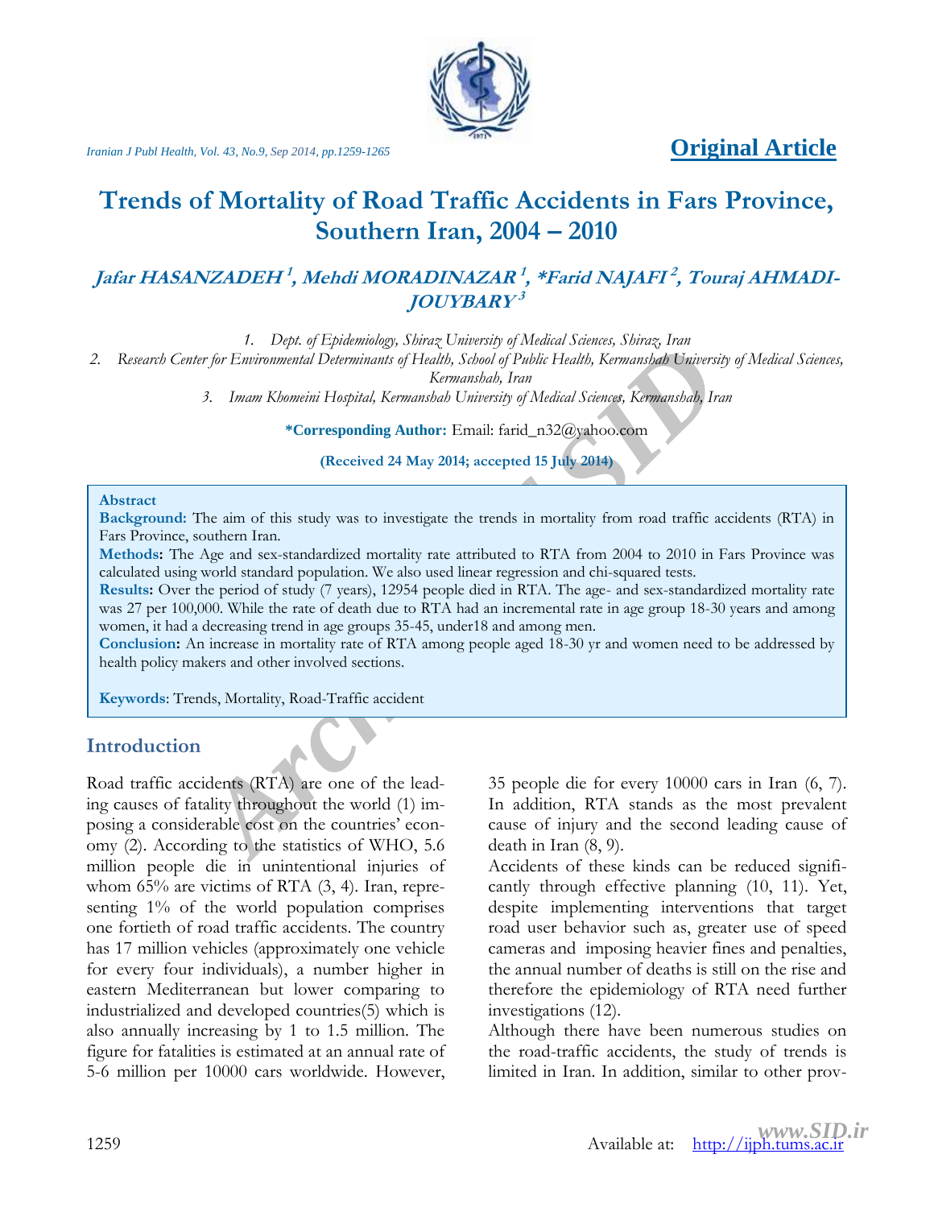# Trends of Mortality of Road Traffic Accidents in Fars Province, Southern Iran, 2004 – 2010

***Jafar HASANZADEH [1], Mehdi MORADINAZAR [1], \*Farid NAJAFI [2], Touraj AHMADI-JOUYBARY [3]***

1. *Dept. of Epidemiology, Shiraz University of Medical Sciences, Shiraz, Iran*
2. *Research Center for Environmental Determinants of Health, School of Public Health, Kermanshah University of Medical Sciences, Kermanshah, Iran*
3. *Imam Khomeini Hospital, Kermanshah University of Medical Sciences, Kermanshah, Iran*

**\*Corresponding Author:** Email: farid_n32@yahoo.com

**(Received 24 May 2014; accepted 15 July 2014)**

**Abstract**

**Background:** The aim of this study was to investigate the trends in mortality from road traffic accidents (RTA) in Fars Province, southern Iran.

**Methods:** The Age and sex-standardized mortality rate attributed to RTA from 2004 to 2010 in Fars Province was calculated using world standard population. We also used linear regression and chi-squared tests.

**Results:** Over the period of study (7 years), 12954 people died in RTA. The age- and sex-standardized mortality rate was 27 per 100,000. While the rate of death due to RTA had an incremental rate in age group 18-30 years and among women, it had a decreasing trend in age groups 35-45, under18 and among men.

**Conclusion:** An increase in mortality rate of RTA among people aged 18-30 yr and women need to be addressed by health policy makers and other involved sections.

**Keywords**: Trends, Mortality, Road-Traffic accident

## Introduction

Road traffic accidents (RTA) are one of the leading causes of fatality throughout the world (1) imposing a considerable cost on the countries' economy (2). According to the statistics of WHO, 5.6 million people die in unintentional injuries of whom 65% are victims of RTA (3, 4). Iran, representing 1% of the world population comprises one fortieth of road traffic accidents. The country has 17 million vehicles (approximately one vehicle for every four individuals), a number higher in eastern Mediterranean but lower comparing to industrialized and developed countries(5) which is also annually increasing by 1 to 1.5 million. The figure for fatalities is estimated at an annual rate of 5-6 million per 10000 cars worldwide. However, 35 people die for every 10000 cars in Iran (6, 7). In addition, RTA stands as the most prevalent cause of injury and the second leading cause of death in Iran (8, 9).

Accidents of these kinds can be reduced significantly through effective planning (10, 11). Yet, despite implementing interventions that target road user behavior such as, greater use of speed cameras and imposing heavier fines and penalties, the annual number of deaths is still on the rise and therefore the epidemiology of RTA need further investigations (12).

Although there have been numerous studies on the road-traffic accidents, the study of trends is limited in Iran. In addition, similar to other prov-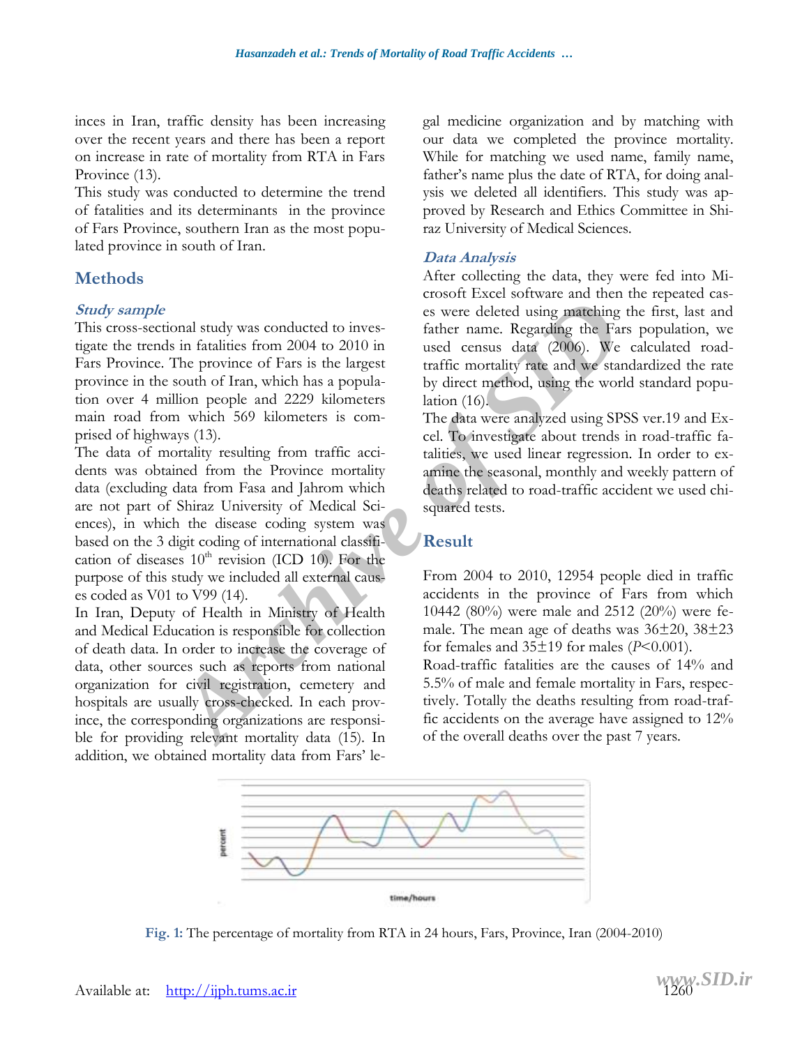inces in Iran, traffic density has been increasing over the recent years and there has been a report on increase in rate of mortality from RTA in Fars Province (13).

This study was conducted to determine the trend of fatalities and its determinants in the province of Fars Province, southern Iran as the most populated province in south of Iran.

## Methods

### Study sample

This cross-sectional study was conducted to investigate the trends in fatalities from 2004 to 2010 in Fars Province. The province of Fars is the largest province in the south of Iran, which has a population over 4 million people and 2229 kilometers main road from which 569 kilometers is comprised of highways (13).

The data of mortality resulting from traffic accidents was obtained from the Province mortality data (excluding data from Fasa and Jahrom which are not part of Shiraz University of Medical Sciences), in which the disease coding system was based on the 3 digit coding of international classification of diseases 10th revision (ICD 10). For the purpose of this study we included all external causes coded as V01 to V99 (14).

In Iran, Deputy of Health in Ministry of Health and Medical Education is responsible for collection of death data. In order to increase the coverage of data, other sources such as reports from national organization for civil registration, cemetery and hospitals are usually cross-checked. In each province, the corresponding organizations are responsible for providing relevant mortality data (15). In addition, we obtained mortality data from Fars' legal medicine organization and by matching with our data we completed the province mortality. While for matching we used name, family name, father's name plus the date of RTA, for doing analysis we deleted all identifiers. This study was approved by Research and Ethics Committee in Shiraz University of Medical Sciences.

### Data Analysis

After collecting the data, they were fed into Microsoft Excel software and then the repeated cases were deleted using matching the first, last and father name. Regarding the Fars population, we used census data (2006). We calculated road-traffic mortality rate and we standardized the rate by direct method, using the world standard population (16).

The data were analyzed using SPSS ver.19 and Excel. To investigate about trends in road-traffic fatalities, we used linear regression. In order to examine the seasonal, monthly and weekly pattern of deaths related to road-traffic accident we used chi-squared tests.

## Result

From 2004 to 2010, 12954 people died in traffic accidents in the province of Fars from which 10442 (80%) were male and 2512 (20%) were female. The mean age of deaths was 36±20, 38±23 for females and 35±19 for males (*P*<0.001).

Road-traffic fatalities are the causes of 14% and 5.5% of male and female mortality in Fars, respectively. Totally the deaths resulting from road-traffic accidents on the average have assigned to 12% of the overall deaths over the past 7 years.

**Fig. 1:** The percentage of mortality from RTA in 24 hours, Fars, Province, Iran (2004-2010)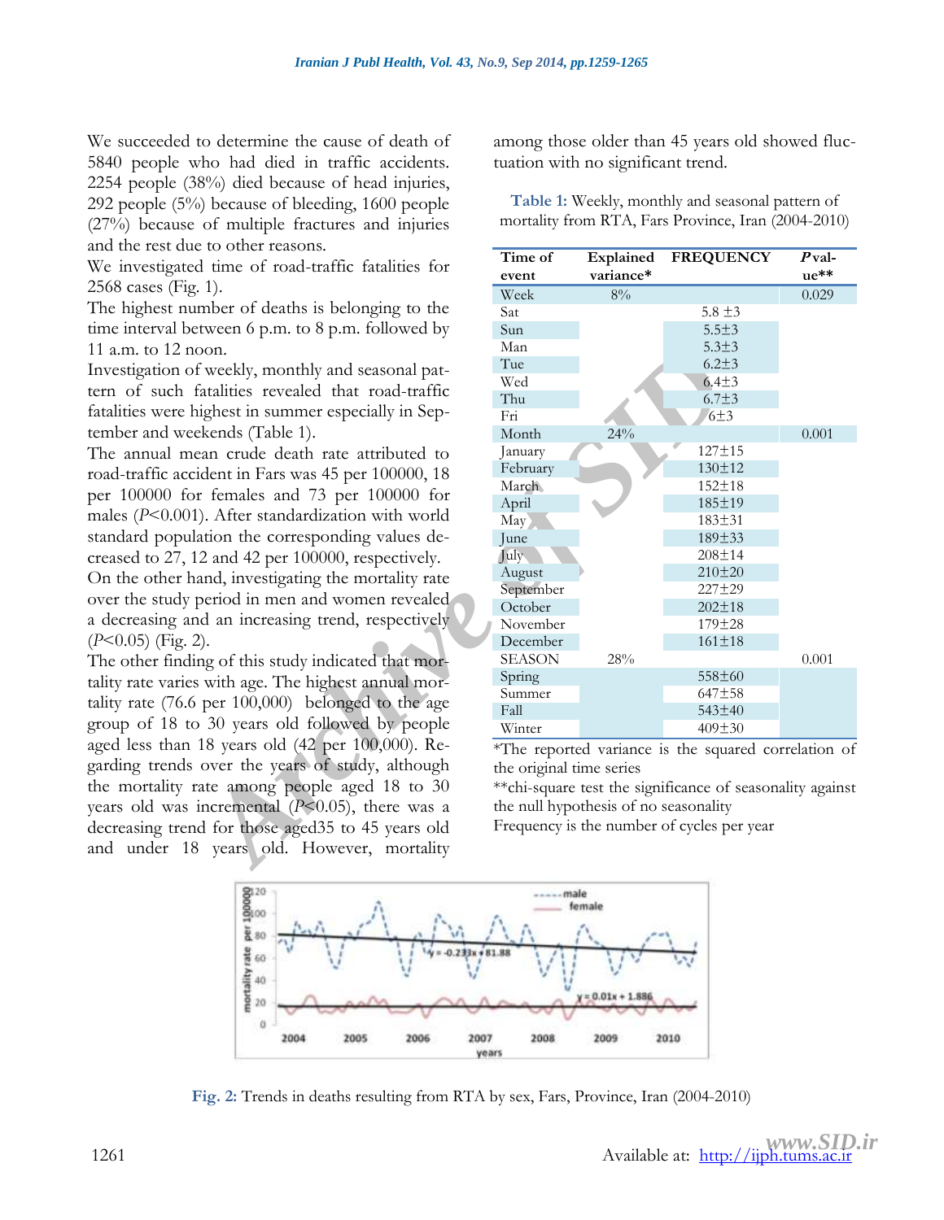We succeeded to determine the cause of death of 5840 people who had died in traffic accidents. 2254 people (38%) died because of head injuries, 292 people (5%) because of bleeding, 1600 people (27%) because of multiple fractures and injuries and the rest due to other reasons.

We investigated time of road-traffic fatalities for 2568 cases (Fig. 1).

The highest number of deaths is belonging to the time interval between 6 p.m. to 8 p.m. followed by 11 a.m. to 12 noon.

Investigation of weekly, monthly and seasonal pattern of such fatalities revealed that road-traffic fatalities were highest in summer especially in September and weekends (Table 1).

The annual mean crude death rate attributed to road-traffic accident in Fars was 45 per 100000, 18 per 100000 for females and 73 per 100000 for males ($P$<0.001). After standardization with world standard population the corresponding values decreased to 27, 12 and 42 per 100000, respectively.

On the other hand, investigating the mortality rate over the study period in men and women revealed a decreasing and an increasing trend, respectively ($P$<0.05) (Fig. 2).

The other finding of this study indicated that mortality rate varies with age. The highest annual mortality rate (76.6 per 100,000) belonged to the age group of 18 to 30 years old followed by people aged less than 18 years old (42 per 100,000). Regarding trends over the years of study, although the mortality rate among people aged 18 to 30 years old was incremental ($P$<0.05), there was a decreasing trend for those aged35 to 45 years old and under 18 years old. However, mortality among those older than 45 years old showed fluctuation with no significant trend.

**Table 1:** Weekly, monthly and seasonal pattern of mortality from RTA, Fars Province, Iran (2004-2010)

| Time of event | Explained variance* | FREQUENCY | *P* value** |
|---|---|---|---|
| Week | 8% | | 0.029 |
| Sat | | 5.8 ±3 | |
| Sun | | 5.5±3 | |
| Man | | 5.3±3 | |
| Tue | | 6.2±3 | |
| Wed | | 6.4±3 | |
| Thu | | 6.7±3 | |
| Fri | | 6±3 | |
| Month | 24% | | 0.001 |
| January | | 127±15 | |
| February | | 130±12 | |
| March | | 152±18 | |
| April | | 185±19 | |
| May | | 183±31 | |
| June | | 189±33 | |
| July | | 208±14 | |
| August | | 210±20 | |
| September | | 227±29 | |
| October | | 202±18 | |
| November | | 179±28 | |
| December | | 161±18 | |
| SEASON | 28% | | 0.001 |
| Spring | | 558±60 | |
| Summer | | 647±58 | |
| Fall | | 543±40 | |
| Winter | | 409±30 | |

*The reported variance is the squared correlation of the original time series

**chi-square test the significance of seasonality against the null hypothesis of no seasonality

Frequency is the number of cycles per year

**Fig. 2:** Trends in deaths resulting from RTA by sex, Fars, Province, Iran (2004-2010)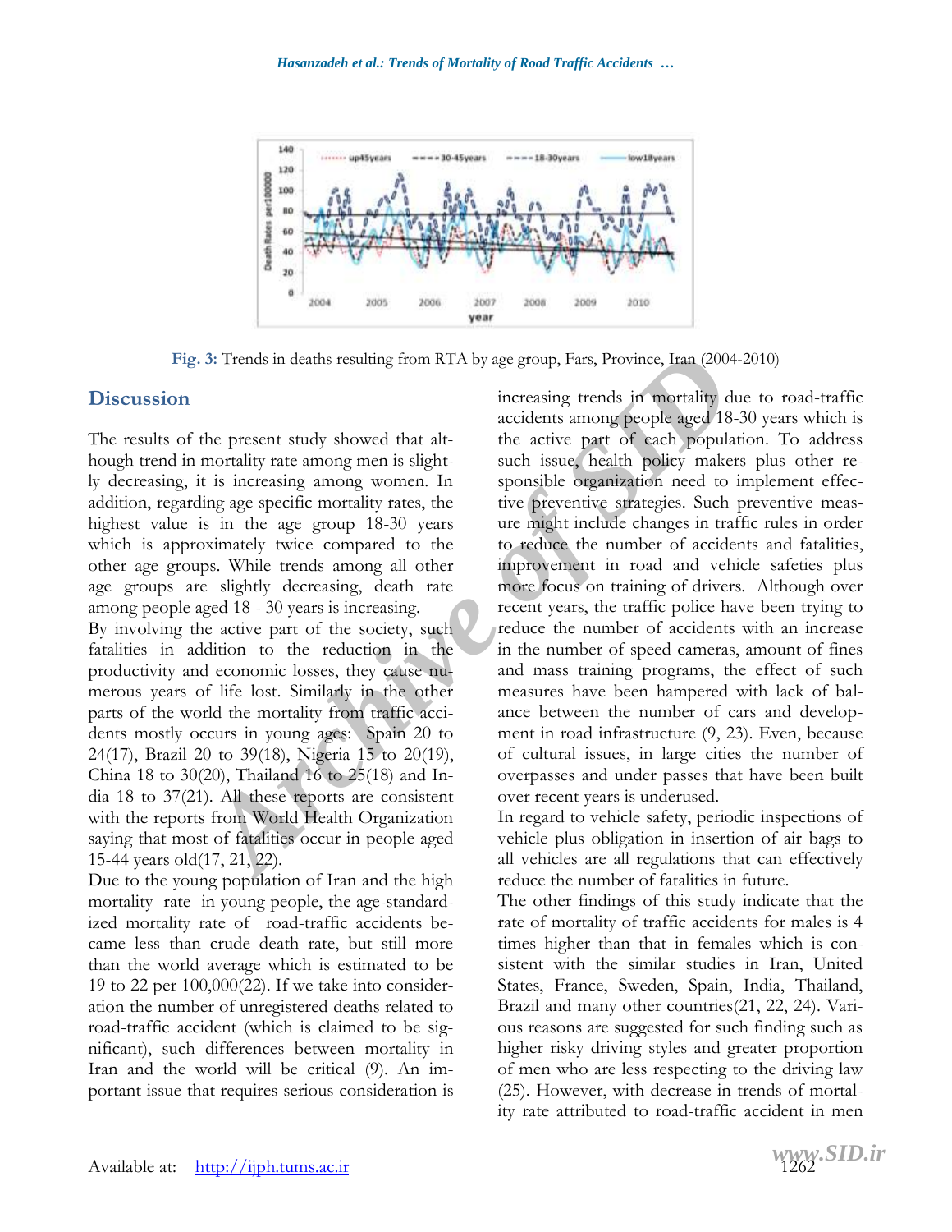Fig. 3: Trends in deaths resulting from RTA by age group, Fars, Province, Iran (2004-2010)

## Discussion

The results of the present study showed that although trend in mortality rate among men is slightly decreasing, it is increasing among women. In addition, regarding age specific mortality rates, the highest value is in the age group 18-30 years which is approximately twice compared to the other age groups. While trends among all other age groups are slightly decreasing, death rate among people aged 18 - 30 years is increasing.

By involving the active part of the society, such fatalities in addition to the reduction in the productivity and economic losses, they cause numerous years of life lost. Similarly in the other parts of the world the mortality from traffic accidents mostly occurs in young ages: Spain 20 to 24(17), Brazil 20 to 39(18), Nigeria 15 to 20(19), China 18 to 30(20), Thailand 16 to 25(18) and India 18 to 37(21). All these reports are consistent with the reports from World Health Organization saying that most of fatalities occur in people aged 15-44 years old(17, 21, 22).

Due to the young population of Iran and the high mortality rate in young people, the age-standardized mortality rate of road-traffic accidents became less than crude death rate, but still more than the world average which is estimated to be 19 to 22 per 100,000(22). If we take into consideration the number of unregistered deaths related to road-traffic accident (which is claimed to be significant), such differences between mortality in Iran and the world will be critical (9). An important issue that requires serious consideration is increasing trends in mortality due to road-traffic accidents among people aged 18-30 years which is the active part of each population. To address such issue, health policy makers plus other responsible organization need to implement effective preventive strategies. Such preventive measure might include changes in traffic rules in order to reduce the number of accidents and fatalities, improvement in road and vehicle safeties plus more focus on training of drivers. Although over recent years, the traffic police have been trying to reduce the number of accidents with an increase in the number of speed cameras, amount of fines and mass training programs, the effect of such measures have been hampered with lack of balance between the number of cars and development in road infrastructure (9, 23). Even, because of cultural issues, in large cities the number of overpasses and under passes that have been built over recent years is underused.

In regard to vehicle safety, periodic inspections of vehicle plus obligation in insertion of air bags to all vehicles are all regulations that can effectively reduce the number of fatalities in future.

The other findings of this study indicate that the rate of mortality of traffic accidents for males is 4 times higher than that in females which is consistent with the similar studies in Iran, United States, France, Sweden, Spain, India, Thailand, Brazil and many other countries(21, 22, 24). Various reasons are suggested for such finding such as higher risky driving styles and greater proportion of men who are less respecting to the driving law (25). However, with decrease in trends of mortality rate attributed to road-traffic accident in men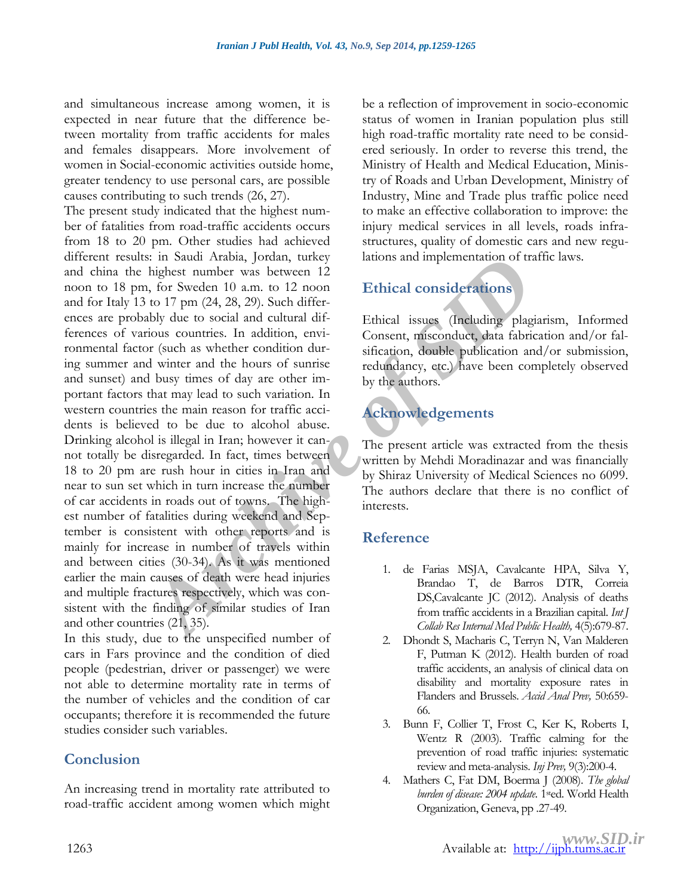and simultaneous increase among women, it is expected in near future that the difference between mortality from traffic accidents for males and females disappears. More involvement of women in Social-economic activities outside home, greater tendency to use personal cars, are possible causes contributing to such trends (26, 27).

The present study indicated that the highest number of fatalities from road-traffic accidents occurs from 18 to 20 pm. Other studies had achieved different results: in Saudi Arabia, Jordan, turkey and china the highest number was between 12 noon to 18 pm, for Sweden 10 a.m. to 12 noon and for Italy 13 to 17 pm (24, 28, 29). Such differences are probably due to social and cultural differences of various countries. In addition, environmental factor (such as whether condition during summer and winter and the hours of sunrise and sunset) and busy times of day are other important factors that may lead to such variation. In western countries the main reason for traffic accidents is believed to be due to alcohol abuse. Drinking alcohol is illegal in Iran; however it cannot totally be disregarded. In fact, times between 18 to 20 pm are rush hour in cities in Iran and near to sun set which in turn increase the number of car accidents in roads out of towns. The highest number of fatalities during weekend and September is consistent with other reports and is mainly for increase in number of travels within and between cities (30-34). As it was mentioned earlier the main causes of death were head injuries and multiple fractures respectively, which was consistent with the finding of similar studies of Iran and other countries (21, 35).

In this study, due to the unspecified number of cars in Fars province and the condition of died people (pedestrian, driver or passenger) we were not able to determine mortality rate in terms of the number of vehicles and the condition of car occupants; therefore it is recommended the future studies consider such variables.

## Conclusion

An increasing trend in mortality rate attributed to road-traffic accident among women which might be a reflection of improvement in socio-economic status of women in Iranian population plus still high road-traffic mortality rate need to be considered seriously. In order to reverse this trend, the Ministry of Health and Medical Education, Ministry of Roads and Urban Development, Ministry of Industry, Mine and Trade plus traffic police need to make an effective collaboration to improve: the injury medical services in all levels, roads infrastructures, quality of domestic cars and new regulations and implementation of traffic laws.

## Ethical considerations

Ethical issues (Including plagiarism, Informed Consent, misconduct, data fabrication and/or falsification, double publication and/or submission, redundancy, etc.) have been completely observed by the authors.

## Acknowledgements

The present article was extracted from the thesis written by Mehdi Moradinazar and was financially by Shiraz University of Medical Sciences no 6099. The authors declare that there is no conflict of interests.

## Reference

1. de Farias MSJA, Cavalcante HPA, Silva Y, Brandao T, de Barros DTR, Correia DS,Cavalcante JC (2012). Analysis of deaths from traffic accidents in a Brazilian capital. *Int J Collab Res Internal Med Public Health,* 4(5):679-87.
2. Dhondt S, Macharis C, Terryn N, Van Malderen F, Putman K (2012). Health burden of road traffic accidents, an analysis of clinical data on disability and mortality exposure rates in Flanders and Brussels. *Accid Anal Prev,* 50:659-66.
3. Bunn F, Collier T, Frost C, Ker K, Roberts I, Wentz R (2003). Traffic calming for the prevention of road traffic injuries: systematic review and meta-analysis. *Inj Prev,* 9(3):200-4.
4. Mathers C, Fat DM, Boerma J (2008). *The global burden of disease: 2004 update.* 1sted. World Health Organization, Geneva, pp .27-49.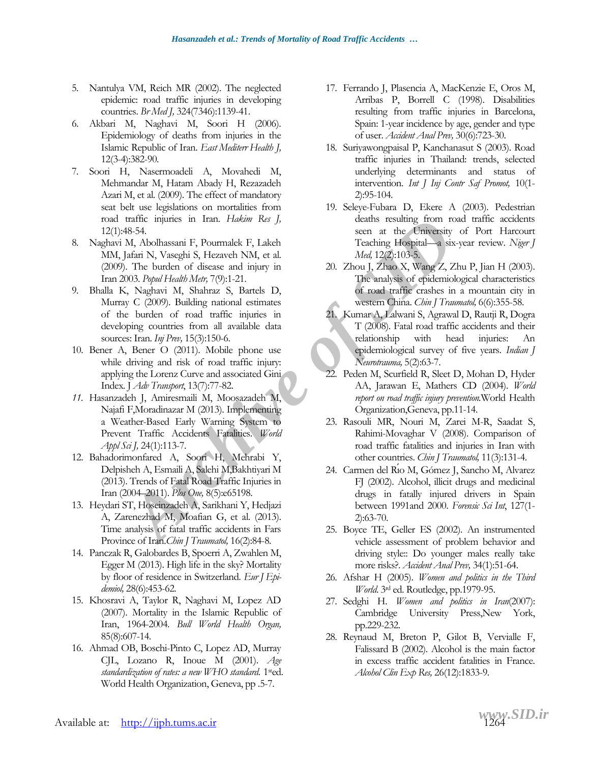5. Nantulya VM, Reich MR (2002). The neglected epidemic: road traffic injuries in developing countries. *Br Med J,* 324(7346):1139-41.
6. Akbari M, Naghavi M, Soori H (2006). Epidemiology of deaths from injuries in the Islamic Republic of Iran. *East Mediterr Health J,* 12(3-4):382-90.
7. Soori H, Nasermoadeli A, Movahedi M, Mehmandar M, Hatam Abady H, Rezazadeh Azari M, et al. (2009). The effect of mandatory seat belt use legislations on mortalities from road traffic injuries in Iran. *Hakim Res J,* 12(1):48-54.
8. Naghavi M, Abolhassani F, Pourmalek F, Lakeh MM, Jafari N, Vaseghi S, Hezaveh NM, et al. (2009). The burden of disease and injury in Iran 2003. *Popul Health Metr,* 7(9):1-21.
9. Bhalla K, Naghavi M, Shahraz S, Bartels D, Murray C (2009). Building national estimates of the burden of road traffic injuries in developing countries from all available data sources: Iran. *Inj Prev,* 15(3):150-6.
10. Bener A, Bener O (2011). Mobile phone use while driving and risk of road traffic injury: applying the Lorenz Curve and associated Gini Index. *J Adv Transport*, 13(7):77-82.
11. Hasanzadeh J, Amiresmaili M, Moosazadeh M, Najafi F,Moradinazar M (2013). Implementing a Weather-Based Early Warning System to Prevent Traffic Accidents Fatalities. *World Appl Sci J,* 24(1):113-7.
12. Bahadorimonfared A, Soori H, Mehrabi Y, Delpisheh A, Esmaili A, Salehi M,Bakhtiyari M (2013). Trends of Fatal Road Traffic Injuries in Iran (2004–2011). *Plos One,* 8(5):e65198.
13. Heydari ST, Hoseinzadeh A, Sarikhani Y, Hedjazi A, Zarenezhad M, Moafian G, et al. (2013). Time analysis of fatal traffic accidents in Fars Province of Iran.*Chin J Traumatol,* 16(2):84-8.
14. Panczak R, Galobardes B, Spoerri A, Zwahlen M, Egger M (2013). High life in the sky? Mortality by floor of residence in Switzerland. *Eur J Epidemiol,* 28(6):453-62.
15. Khosravi A, Taylor R, Naghavi M, Lopez AD (2007). Mortality in the Islamic Republic of Iran, 1964-2004. *Bull World Health Organ,* 85(8):607-14.
16. Ahmad OB, Boschi-Pinto C, Lopez AD, Murray CJL, Lozano R, Inoue M (2001). *Age standardization of rates: a new WHO standard.* 1sted. World Health Organization, Geneva, pp .5-7.
17. Ferrando J, Plasencia A, MacKenzie E, Oros M, Arribas P, Borrell C (1998). Disabilities resulting from traffic injuries in Barcelona, Spain: 1-year incidence by age, gender and type of user. *Accident Anal Prev,* 30(6):723-30.
18. Suriyawongpaisal P, Kanchanasut S (2003). Road traffic injuries in Thailand: trends, selected underlying determinants and status of intervention. *Int J Inj Contr Saf Promot,* 10(1-2):95-104.
19. Seleye-Fubara D, Ekere A (2003). Pedestrian deaths resulting from road traffic accidents seen at the University of Port Harcourt Teaching Hospital—a six-year review. *Niger J Med,* 12(2):103-5.
20. Zhou J, Zhao X, Wang Z, Zhu P, Jian H (2003). The analysis of epidemiological characteristics of road traffic crashes in a mountain city in western China. *Chin J Traumatol,* 6(6):355-58.
21. Kumar A, Lalwani S, Agrawal D, Rautji R, Dogra T (2008). Fatal road traffic accidents and their relationship with head injuries: An epidemiological survey of five years. *Indian J Neurotrauma,* 5(2):63-7.
22. Peden M, Scurfield R, Sleet D, Mohan D, Hyder AA, Jarawan E, Mathers CD (2004). *World report on road traffic injury prevention.*World Health Organization,Geneva, pp.11-14.
23. Rasouli MR, Nouri M, Zarei M-R, Saadat S, Rahimi-Movaghar V (2008). Comparison of road traffic fatalities and injuries in Iran with other countries. *Chin J Traumatol,* 11(3):131-4.
24. Carmen del Río M, Gómez J, Sancho M, Alvarez FJ (2002). Alcohol, illicit drugs and medicinal drugs in fatally injured drivers in Spain between 1991and 2000. *Forensic Sci Int*, 127(1-2):63-70.
25. Boyce TE, Geller ES (2002). An instrumented vehicle assessment of problem behavior and driving style:: Do younger males really take more risks?. *Accident Anal Prev,* 34(1):51-64.
26. Afshar H (2005). *Women and politics in the Third World.* 3rd ed. Routledge, pp.1979-95.
27. Sedghi H. *Women and politics in Iran*(2007): Cambridge University Press,New York, pp.229-232.
28. Reynaud M, Breton P, Gilot B, Vervialle F, Falissard B (2002). Alcohol is the main factor in excess traffic accident fatalities in France. *Alcohol Clin Exp Res,* 26(12):1833-9.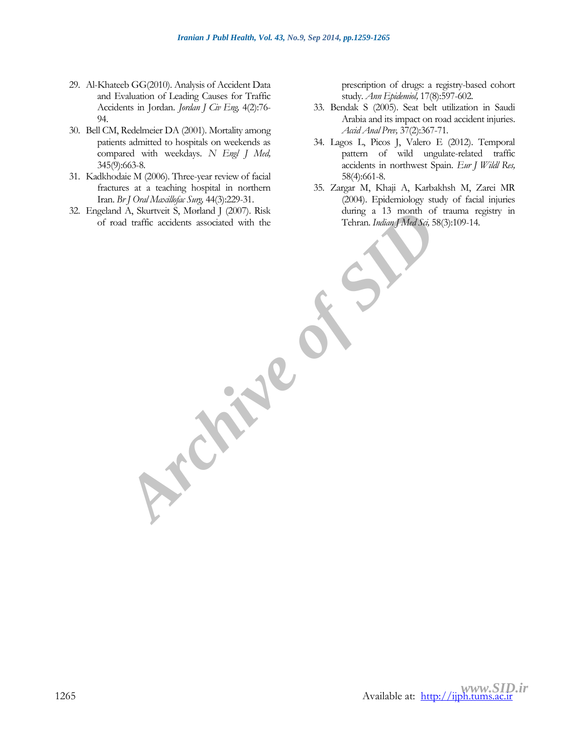29. Al-Khateeb GG(2010). Analysis of Accident Data and Evaluation of Leading Causes for Traffic Accidents in Jordan. *Jordan J Civ Eng,* 4(2):76-94.
30. Bell CM, Redelmeier DA (2001). Mortality among patients admitted to hospitals on weekends as compared with weekdays. *N Engl J Med,* 345(9):663-8.
31. Kadkhodaie M (2006). Three-year review of facial fractures at a teaching hospital in northern Iran. *Br J Oral Maxillofac Surg,* 44(3):229-31.
32. Engeland A, Skurtveit S, Mørland J (2007). Risk of road traffic accidents associated with the prescription of drugs: a registry-based cohort study. *Ann Epidemiol,* 17(8):597-602.
33. Bendak S (2005). Seat belt utilization in Saudi Arabia and its impact on road accident injuries. *Accid Anal Prev,* 37(2):367-71.
34. Lagos L, Picos J, Valero E (2012). Temporal pattern of wild ungulate-related traffic accidents in northwest Spain. *Eur J Wildl Res,* 58(4):661-8.
35. Zargar M, Khaji A, Karbakhsh M, Zarei MR (2004). Epidemiology study of facial injuries during a 13 month of trauma registry in Tehran. *Indian J Med Sci,* 58(3):109-14.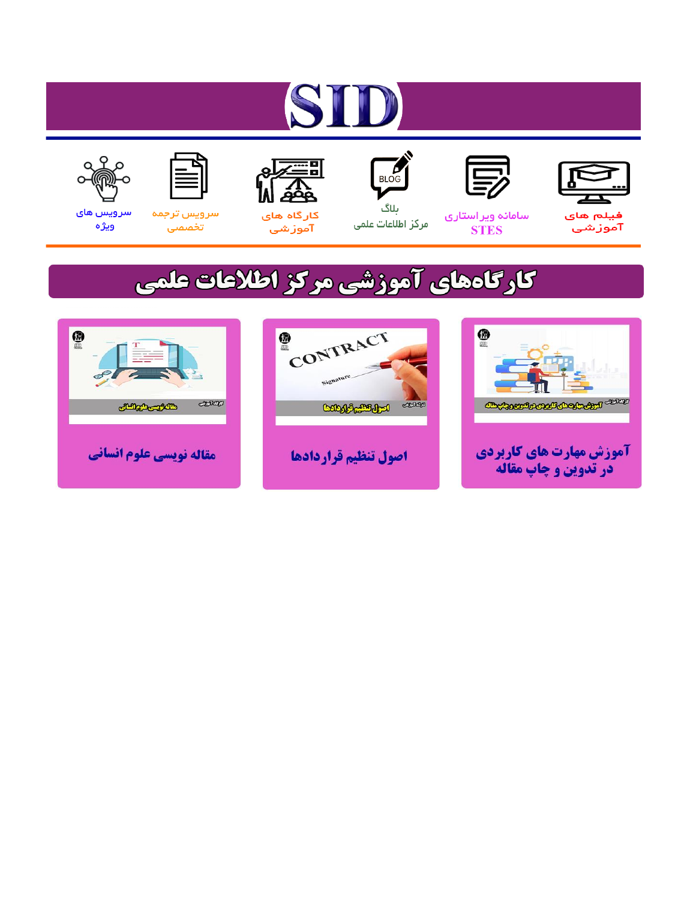# SID

فیلم های آموزشی

سامانه ویراستاری STES

بلاگ مرکز اطلاعات علمی

کارگاه های آموزشی

سرویس ترجمه تخصصی

سرویس های ویژه

## کارگاه‌های آموزشی مرکز اطلاعات علمی

آموزش مهارت های کاربردی در تدوین و چاپ مقاله

اصول تنظیم قراردادها

مقاله نویسی علوم انسانی